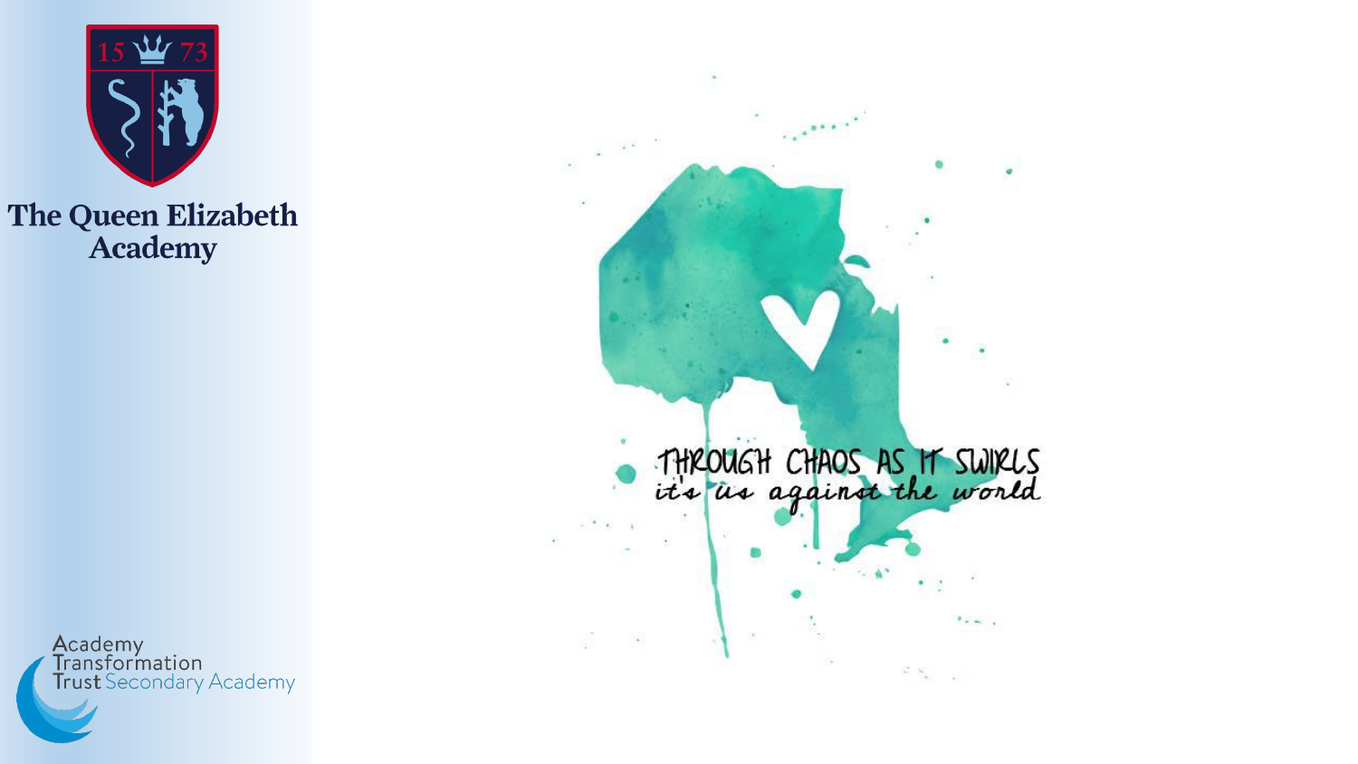The Queen Elizabeth Academy

THROUGH CHAOS AS IT SWIRLS
it's us against the world

Academy Transformation Trust Secondary Academy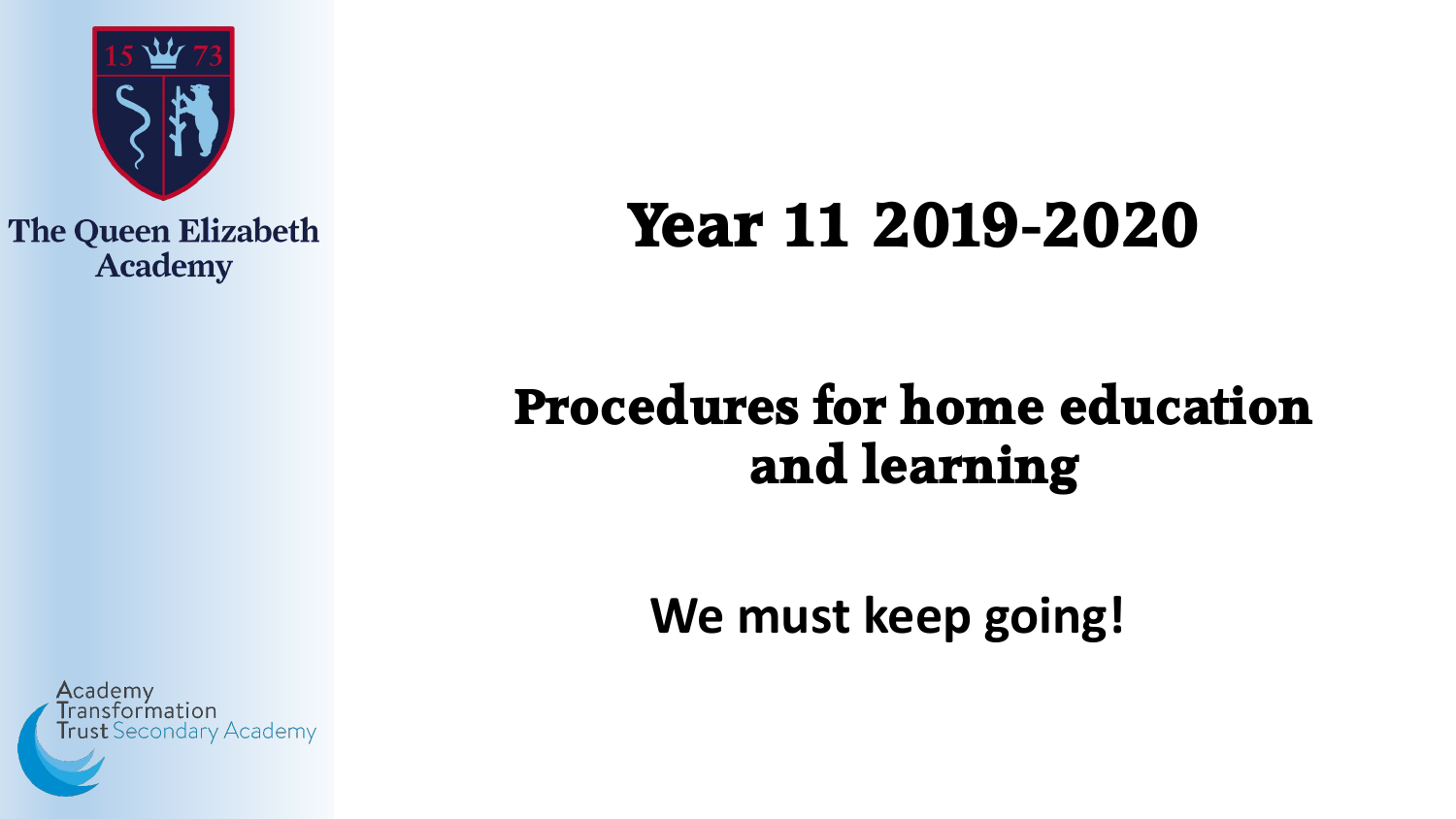The Queen Elizabeth Academy

# Year 11 2019-2020

## Procedures for home education and learning

**We must keep going!**

Academy Transformation Trust Secondary Academy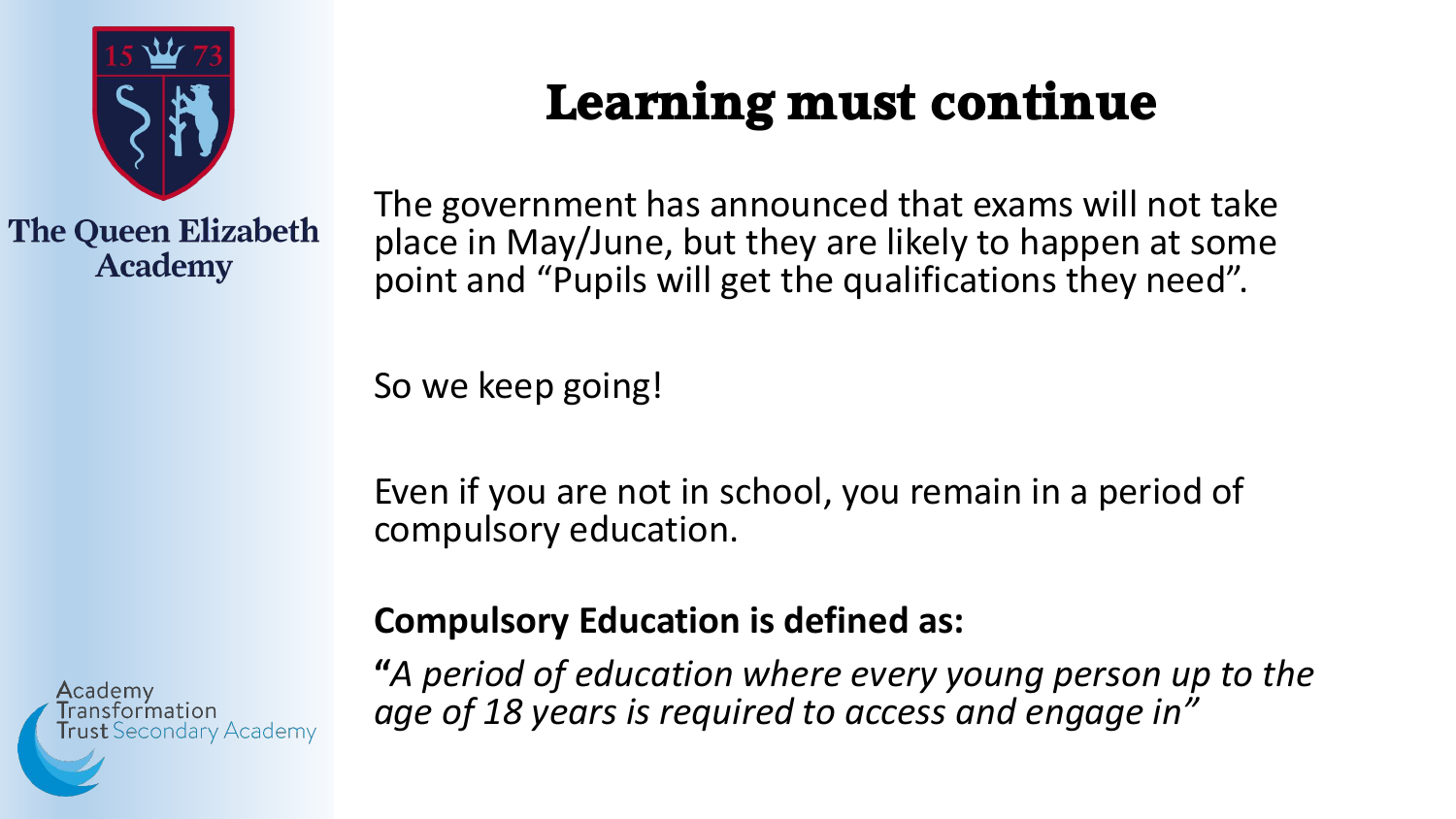# Learning must continue

The government has announced that exams will not take place in May/June, but they are likely to happen at some point and "Pupils will get the qualifications they need".

So we keep going!

Even if you are not in school, you remain in a period of compulsory education.

**Compulsory Education is defined as:**

**"***A period of education where every young person up to the age of 18 years is required to access and engage in"*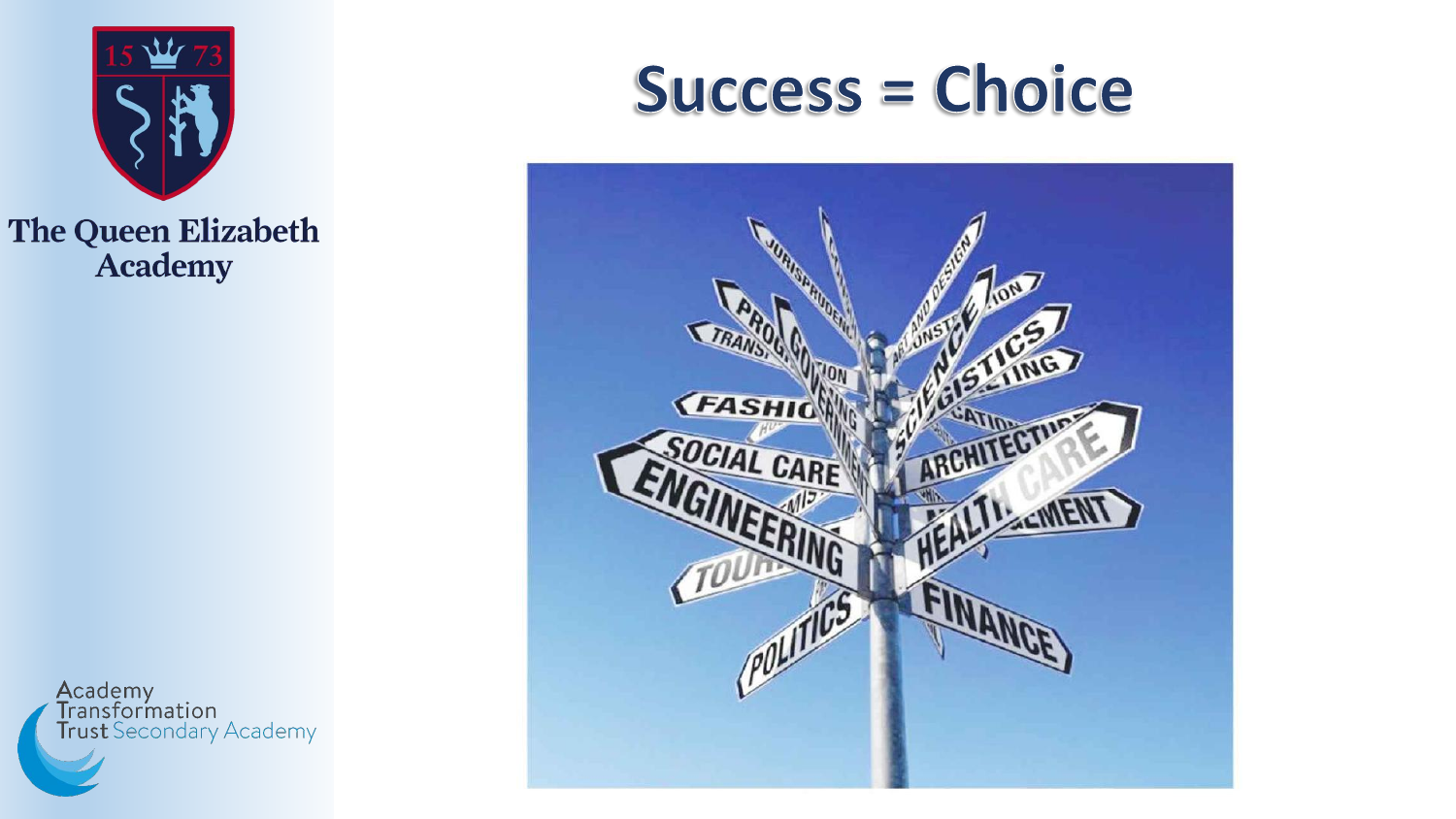# Success = Choice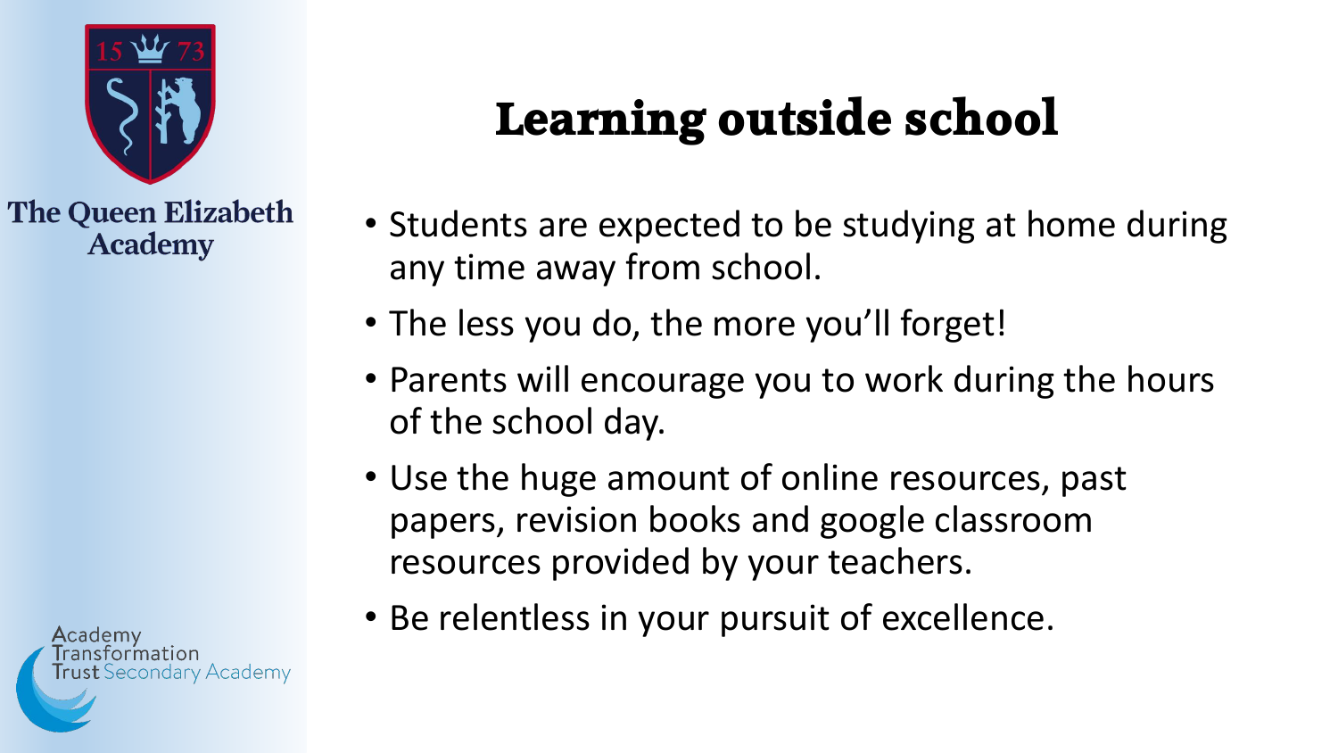The Queen Elizabeth Academy

# Learning outside school

- Students are expected to be studying at home during any time away from school.
- The less you do, the more you'll forget!
- Parents will encourage you to work during the hours of the school day.
- Use the huge amount of online resources, past papers, revision books and google classroom resources provided by your teachers.
- Be relentless in your pursuit of excellence.

Academy Transformation Trust Secondary Academy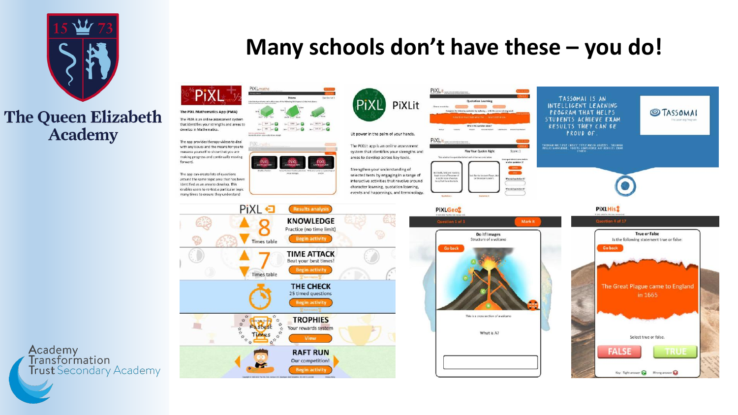# Many schools don't have these – you do!

The Queen Elizabeth Academy

PiXL

The PiXL Mathematics App (PMA)

The PMA is an online assessment system that identifies your strengths and areas to develop in Mathematics.

The app provides therapy videos to deal with any issues and the means for you to reassess yourself to show that you are making progress and continually moving forward.

The app can create lots of questions around the same topic area that has been identified as an area to develop. This enables users to re-test a particular topic many times to ensure they understand

PiXLit

Lit power in the palm of your hands.

The PiXLit app is an online assessment system that identifies your strengths and areas to develop across key texts.

Strengthen your understanding of selected texts by engaging in a range of interactive activities that revolve around character learning, quotation learning, events and happenings, and terminology.

TASSOMAI IS AN INTELLIGENT LEARNING PROGRAM THAT HELPS STUDENTS ACHIEVE EXAM RESULTS THEY CAN BE PROUD OF.

TASSOMAI

PiXL – Results analysis

- KNOWLEDGE – Practice (no time limit) – Begin activity
- TIME ATTACK – Beat your best times! – Begin activity
- THE CHECK – 25 timed questions – Begin activity
- TROPHIES – Your rewards system – View
- RAFT RUN – Our competition! – Begin activity

PiXLGeo – Question 1 of 3 – Do it! Images – Structure of a volcano – This is a cross section of a volcano – What is A?

PiXLHis – Question 4 of 17 – True or False – Is the following statement true or false: The Great Plague came to England in 1665 – Select true or false. FALSE / TRUE

Academy Transformation Trust Secondary Academy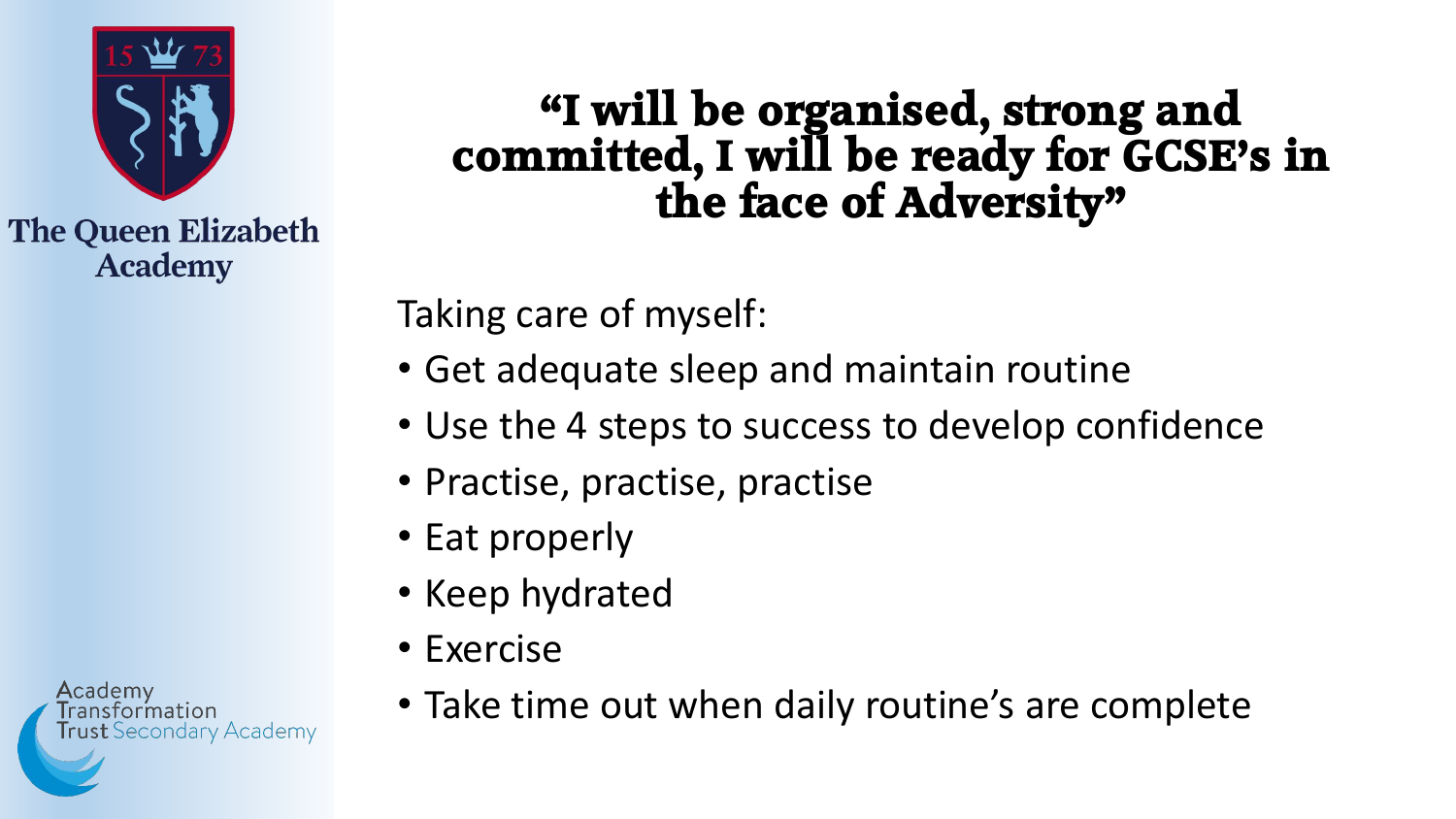# "I will be organised, strong and committed, I will be ready for GCSE's in the face of Adversity"

Taking care of myself:

- Get adequate sleep and maintain routine
- Use the 4 steps to success to develop confidence
- Practise, practise, practise
- Eat properly
- Keep hydrated
- Exercise
- Take time out when daily routine's are complete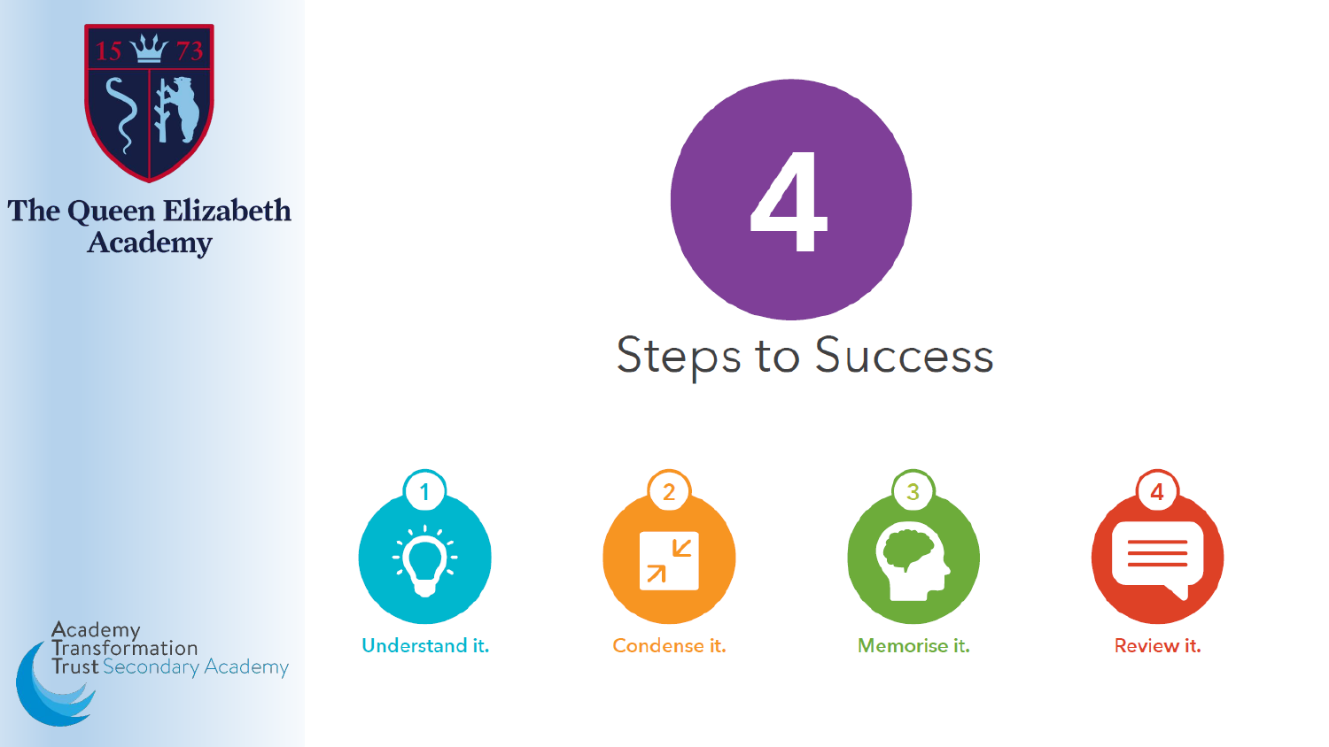The Queen Elizabeth Academy

# 4 Steps to Success

1. Understand it.
2. Condense it.
3. Memorise it.
4. Review it.

Academy Transformation Trust Secondary Academy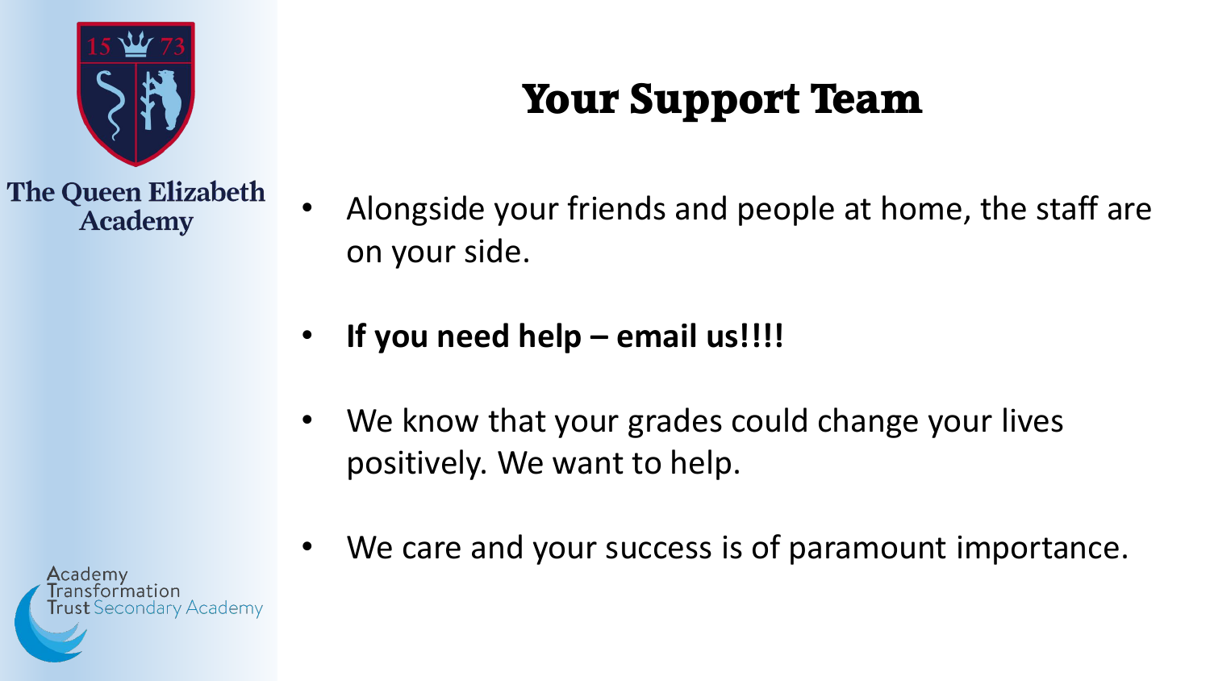# Your Support Team

- Alongside your friends and people at home, the staff are on your side.
- **If you need help – email us!!!!**
- We know that your grades could change your lives positively. We want to help.
- We care and your success is of paramount importance.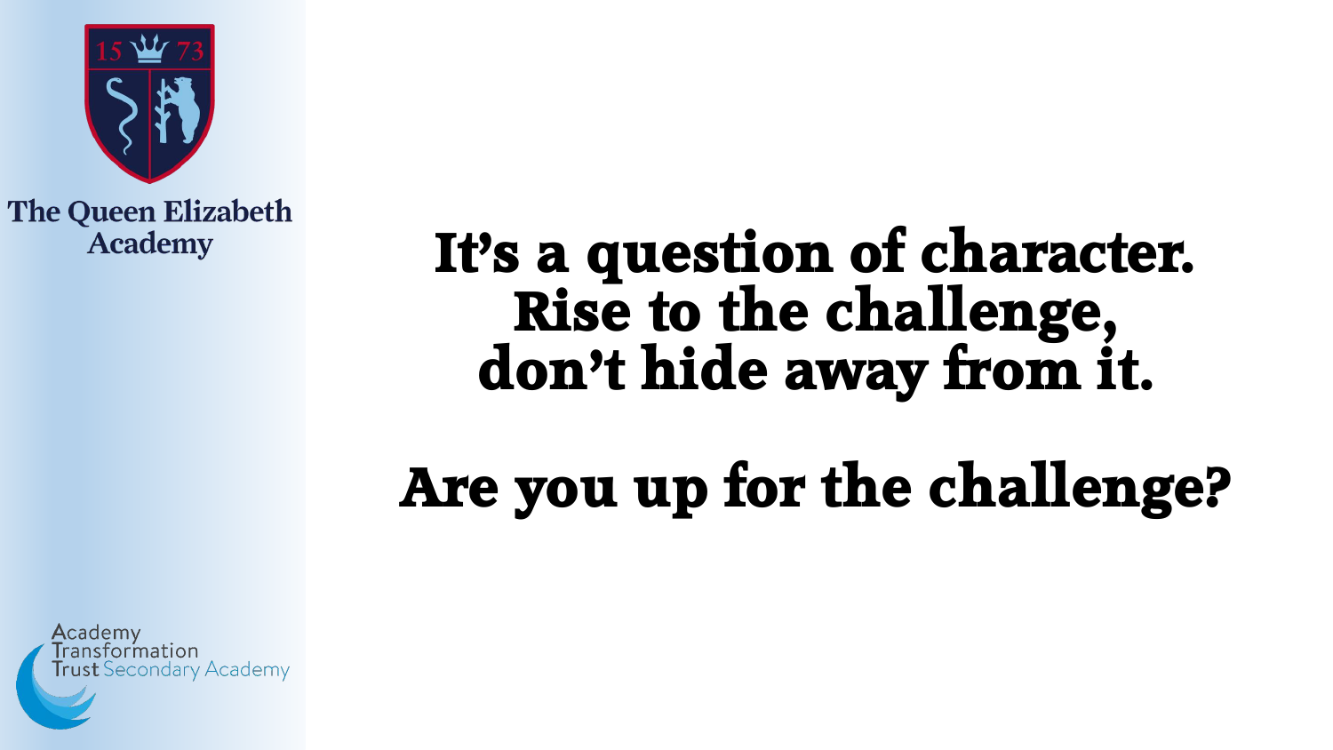The Queen Elizabeth Academy

**It's a question of character.**
**Rise to the challenge,**
**don't hide away from it.**

**Are you up for the challenge?**

Academy Transformation Trust Secondary Academy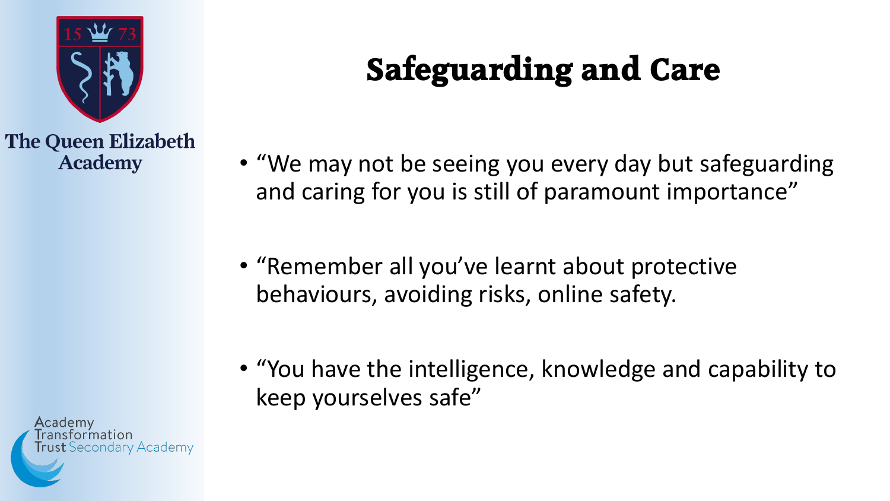The Queen Elizabeth Academy

# Safeguarding and Care

- “We may not be seeing you every day but safeguarding and caring for you is still of paramount importance”
- “Remember all you’ve learnt about protective behaviours, avoiding risks, online safety.
- “You have the intelligence, knowledge and capability to keep yourselves safe”

Academy Transformation Trust Secondary Academy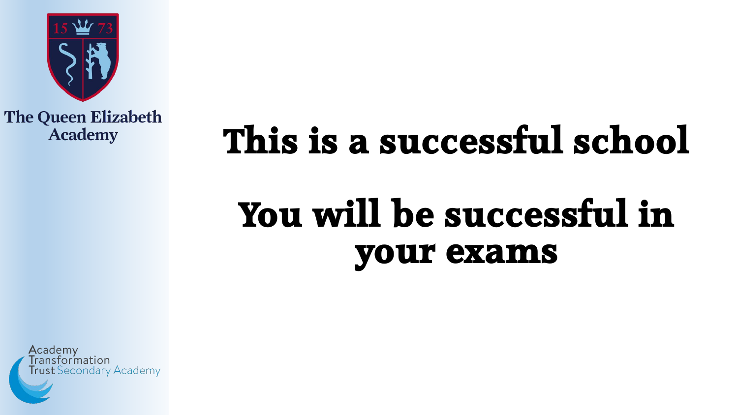The Queen Elizabeth Academy

# This is a successful school

# You will be successful in your exams

Academy Transformation Trust Secondary Academy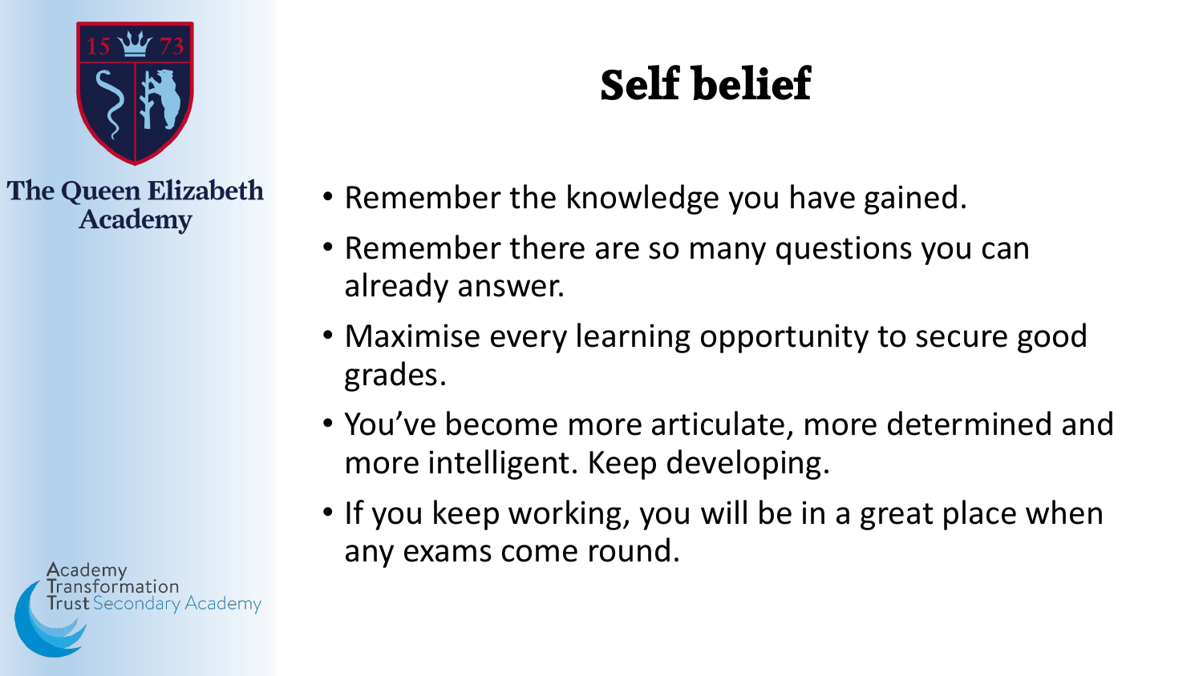# Self belief

- Remember the knowledge you have gained.
- Remember there are so many questions you can already answer.
- Maximise every learning opportunity to secure good grades.
- You've become more articulate, more determined and more intelligent. Keep developing.
- If you keep working, you will be in a great place when any exams come round.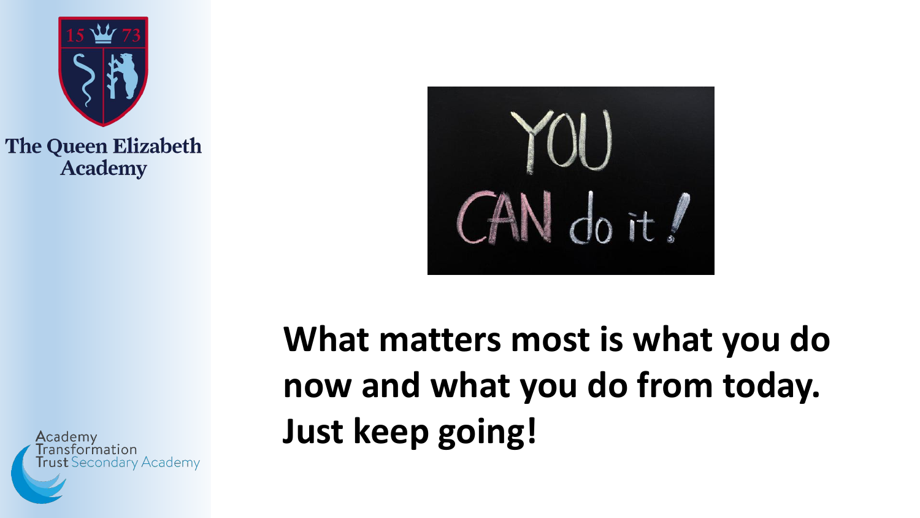**What matters most is what you do now and what you do from today. Just keep going!**